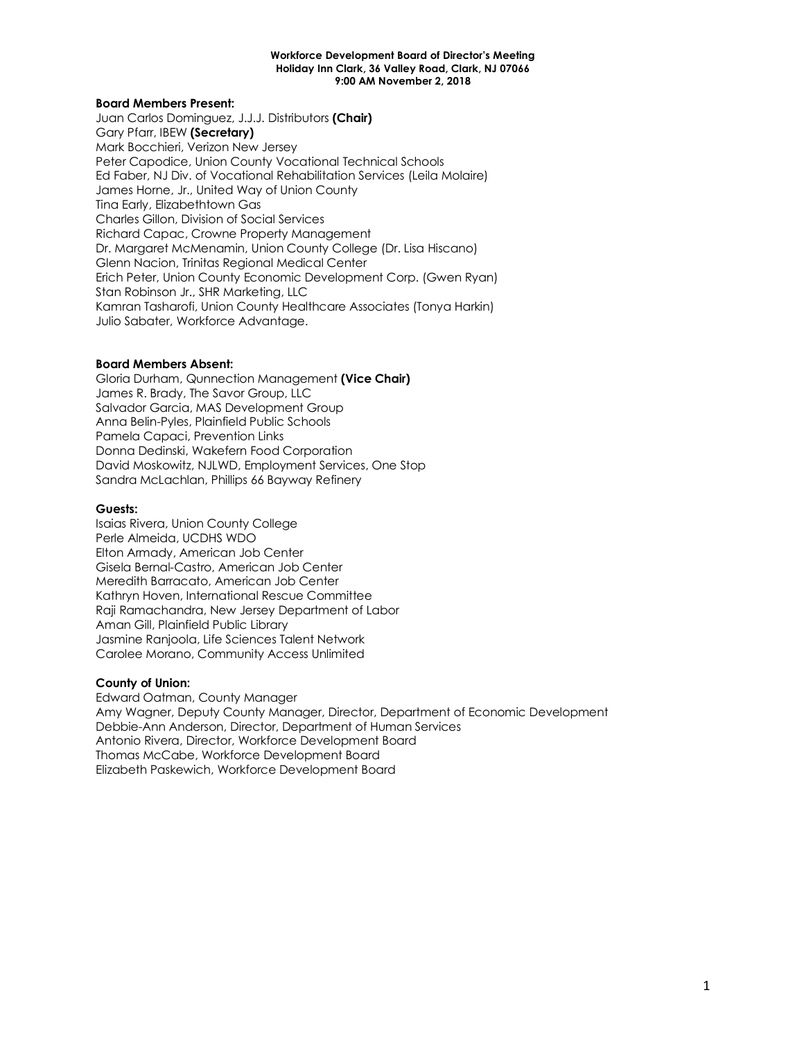**Workforce Development Board of Director's Meeting**
**Holiday Inn Clark, 36 Valley Road, Clark, NJ 07066**
**9:00 AM November 2, 2018**

**Board Members Present:**

Juan Carlos Dominguez, J.J.J. Distributors **(Chair)**
Gary Pfarr, IBEW **(Secretary)**
Mark Bocchieri, Verizon New Jersey
Peter Capodice, Union County Vocational Technical Schools
Ed Faber, NJ Div. of Vocational Rehabilitation Services (Leila Molaire)
James Horne, Jr., United Way of Union County
Tina Early, Elizabethtown Gas
Charles Gillon, Division of Social Services
Richard Capac, Crowne Property Management
Dr. Margaret McMenamin, Union County College (Dr. Lisa Hiscano)
Glenn Nacion, Trinitas Regional Medical Center
Erich Peter, Union County Economic Development Corp. (Gwen Ryan)
Stan Robinson Jr., SHR Marketing, LLC
Kamran Tasharofi, Union County Healthcare Associates (Tonya Harkin)
Julio Sabater, Workforce Advantage.

**Board Members Absent:**

Gloria Durham, Qunnection Management **(Vice Chair)**
James R. Brady, The Savor Group, LLC
Salvador Garcia, MAS Development Group
Anna Belin-Pyles, Plainfield Public Schools
Pamela Capaci, Prevention Links
Donna Dedinski, Wakefern Food Corporation
David Moskowitz, NJLWD, Employment Services, One Stop
Sandra McLachlan, Phillips 66 Bayway Refinery

**Guests:**

Isaias Rivera, Union County College
Perle Almeida, UCDHS WDO
Elton Armady, American Job Center
Gisela Bernal-Castro, American Job Center
Meredith Barracato, American Job Center
Kathryn Hoven, International Rescue Committee
Raji Ramachandra, New Jersey Department of Labor
Aman Gill, Plainfield Public Library
Jasmine Ranjoola, Life Sciences Talent Network
Carolee Morano, Community Access Unlimited

**County of Union:**

Edward Oatman, County Manager
Amy Wagner, Deputy County Manager, Director, Department of Economic Development
Debbie-Ann Anderson, Director, Department of Human Services
Antonio Rivera, Director, Workforce Development Board
Thomas McCabe, Workforce Development Board
Elizabeth Paskewich, Workforce Development Board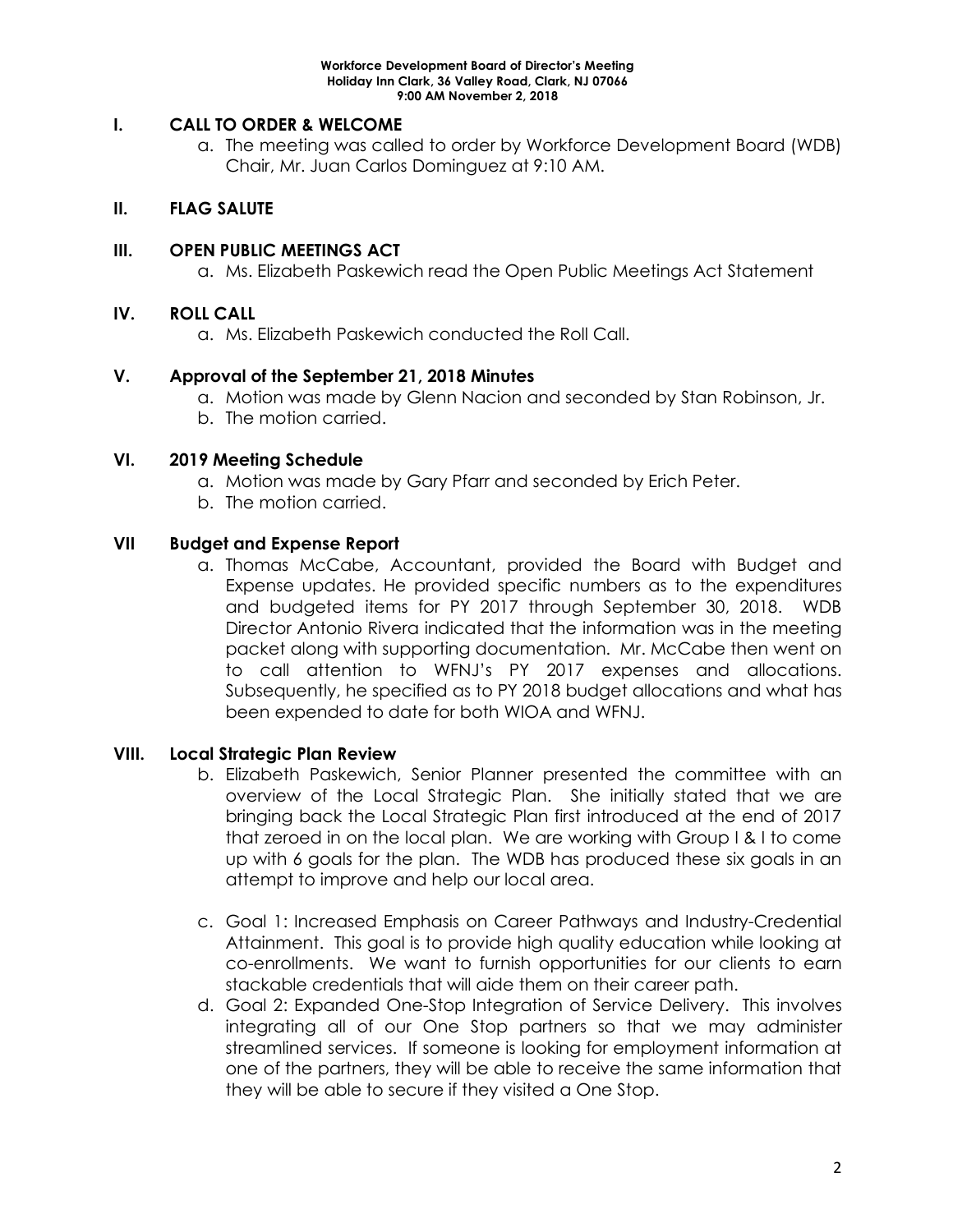**Workforce Development Board of Director's Meeting**
**Holiday Inn Clark, 36 Valley Road, Clark, NJ 07066**
**9:00 AM November 2, 2018**

## I. CALL TO ORDER & WELCOME

a. The meeting was called to order by Workforce Development Board (WDB) Chair, Mr. Juan Carlos Dominguez at 9:10 AM.

## II. FLAG SALUTE

## III. OPEN PUBLIC MEETINGS ACT

a. Ms. Elizabeth Paskewich read the Open Public Meetings Act Statement

## IV. ROLL CALL

a. Ms. Elizabeth Paskewich conducted the Roll Call.

## V. Approval of the September 21, 2018 Minutes

a. Motion was made by Glenn Nacion and seconded by Stan Robinson, Jr.
b. The motion carried.

## VI. 2019 Meeting Schedule

a. Motion was made by Gary Pfarr and seconded by Erich Peter.
b. The motion carried.

## VII Budget and Expense Report

a. Thomas McCabe, Accountant, provided the Board with Budget and Expense updates. He provided specific numbers as to the expenditures and budgeted items for PY 2017 through September 30, 2018. WDB Director Antonio Rivera indicated that the information was in the meeting packet along with supporting documentation. Mr. McCabe then went on to call attention to WFNJ's PY 2017 expenses and allocations. Subsequently, he specified as to PY 2018 budget allocations and what has been expended to date for both WIOA and WFNJ.

## VIII. Local Strategic Plan Review

b. Elizabeth Paskewich, Senior Planner presented the committee with an overview of the Local Strategic Plan. She initially stated that we are bringing back the Local Strategic Plan first introduced at the end of 2017 that zeroed in on the local plan. We are working with Group I & I to come up with 6 goals for the plan. The WDB has produced these six goals in an attempt to improve and help our local area.

c. Goal 1: Increased Emphasis on Career Pathways and Industry-Credential Attainment. This goal is to provide high quality education while looking at co-enrollments. We want to furnish opportunities for our clients to earn stackable credentials that will aide them on their career path.

d. Goal 2: Expanded One-Stop Integration of Service Delivery. This involves integrating all of our One Stop partners so that we may administer streamlined services. If someone is looking for employment information at one of the partners, they will be able to receive the same information that they will be able to secure if they visited a One Stop.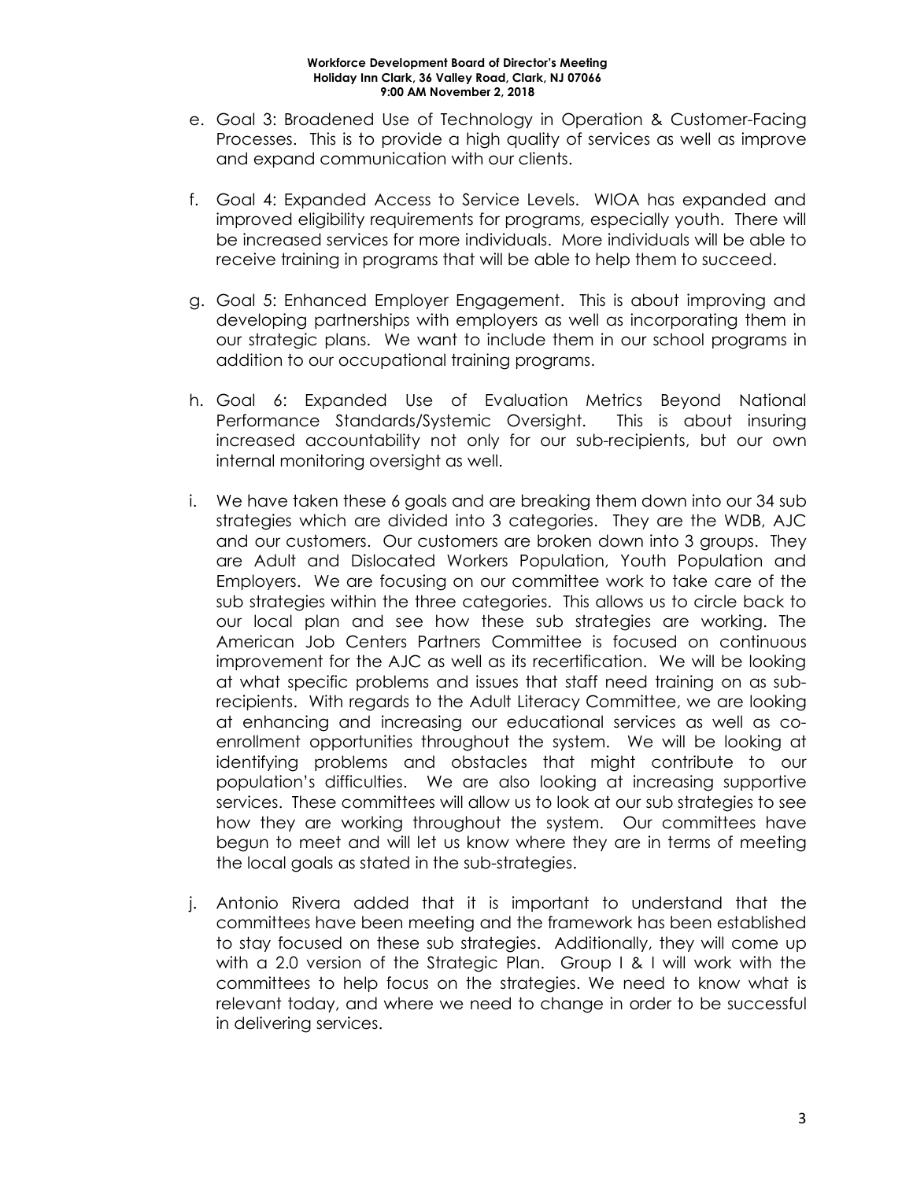e. Goal 3: Broadened Use of Technology in Operation & Customer-Facing Processes. This is to provide a high quality of services as well as improve and expand communication with our clients.

f. Goal 4: Expanded Access to Service Levels. WIOA has expanded and improved eligibility requirements for programs, especially youth. There will be increased services for more individuals. More individuals will be able to receive training in programs that will be able to help them to succeed.

g. Goal 5: Enhanced Employer Engagement. This is about improving and developing partnerships with employers as well as incorporating them in our strategic plans. We want to include them in our school programs in addition to our occupational training programs.

h. Goal 6: Expanded Use of Evaluation Metrics Beyond National Performance Standards/Systemic Oversight. This is about insuring increased accountability not only for our sub-recipients, but our own internal monitoring oversight as well.

i. We have taken these 6 goals and are breaking them down into our 34 sub strategies which are divided into 3 categories. They are the WDB, AJC and our customers. Our customers are broken down into 3 groups. They are Adult and Dislocated Workers Population, Youth Population and Employers. We are focusing on our committee work to take care of the sub strategies within the three categories. This allows us to circle back to our local plan and see how these sub strategies are working. The American Job Centers Partners Committee is focused on continuous improvement for the AJC as well as its recertification. We will be looking at what specific problems and issues that staff need training on as sub-recipients. With regards to the Adult Literacy Committee, we are looking at enhancing and increasing our educational services as well as co-enrollment opportunities throughout the system. We will be looking at identifying problems and obstacles that might contribute to our population's difficulties. We are also looking at increasing supportive services. These committees will allow us to look at our sub strategies to see how they are working throughout the system. Our committees have begun to meet and will let us know where they are in terms of meeting the local goals as stated in the sub-strategies.

j. Antonio Rivera added that it is important to understand that the committees have been meeting and the framework has been established to stay focused on these sub strategies. Additionally, they will come up with a 2.0 version of the Strategic Plan. Group I & I will work with the committees to help focus on the strategies. We need to know what is relevant today, and where we need to change in order to be successful in delivering services.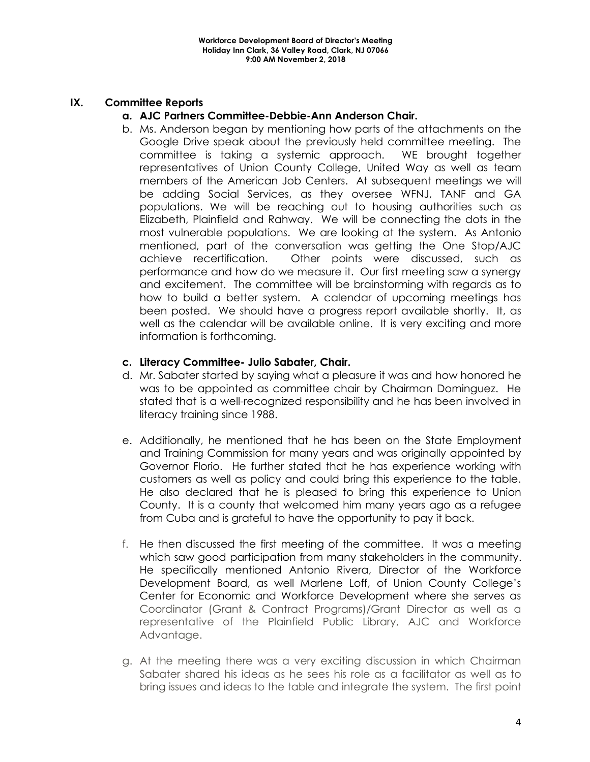## IX. Committee Reports

**a. AJC Partners Committee-Debbie-Ann Anderson Chair.**

b. Ms. Anderson began by mentioning how parts of the attachments on the Google Drive speak about the previously held committee meeting. The committee is taking a systemic approach. WE brought together representatives of Union County College, United Way as well as team members of the American Job Centers. At subsequent meetings we will be adding Social Services, as they oversee WFNJ, TANF and GA populations. We will be reaching out to housing authorities such as Elizabeth, Plainfield and Rahway. We will be connecting the dots in the most vulnerable populations. We are looking at the system. As Antonio mentioned, part of the conversation was getting the One Stop/AJC achieve recertification. Other points were discussed, such as performance and how do we measure it. Our first meeting saw a synergy and excitement. The committee will be brainstorming with regards as to how to build a better system. A calendar of upcoming meetings has been posted. We should have a progress report available shortly. It, as well as the calendar will be available online. It is very exciting and more information is forthcoming.

**c. Literacy Committee- Julio Sabater, Chair.**

d. Mr. Sabater started by saying what a pleasure it was and how honored he was to be appointed as committee chair by Chairman Dominguez. He stated that is a well-recognized responsibility and he has been involved in literacy training since 1988.

e. Additionally, he mentioned that he has been on the State Employment and Training Commission for many years and was originally appointed by Governor Florio. He further stated that he has experience working with customers as well as policy and could bring this experience to the table. He also declared that he is pleased to bring this experience to Union County. It is a county that welcomed him many years ago as a refugee from Cuba and is grateful to have the opportunity to pay it back.

f. He then discussed the first meeting of the committee. It was a meeting which saw good participation from many stakeholders in the community. He specifically mentioned Antonio Rivera, Director of the Workforce Development Board, as well Marlene Loff, of Union County College's Center for Economic and Workforce Development where she serves as Coordinator (Grant & Contract Programs)/Grant Director as well as a representative of the Plainfield Public Library, AJC and Workforce Advantage.

g. At the meeting there was a very exciting discussion in which Chairman Sabater shared his ideas as he sees his role as a facilitator as well as to bring issues and ideas to the table and integrate the system. The first point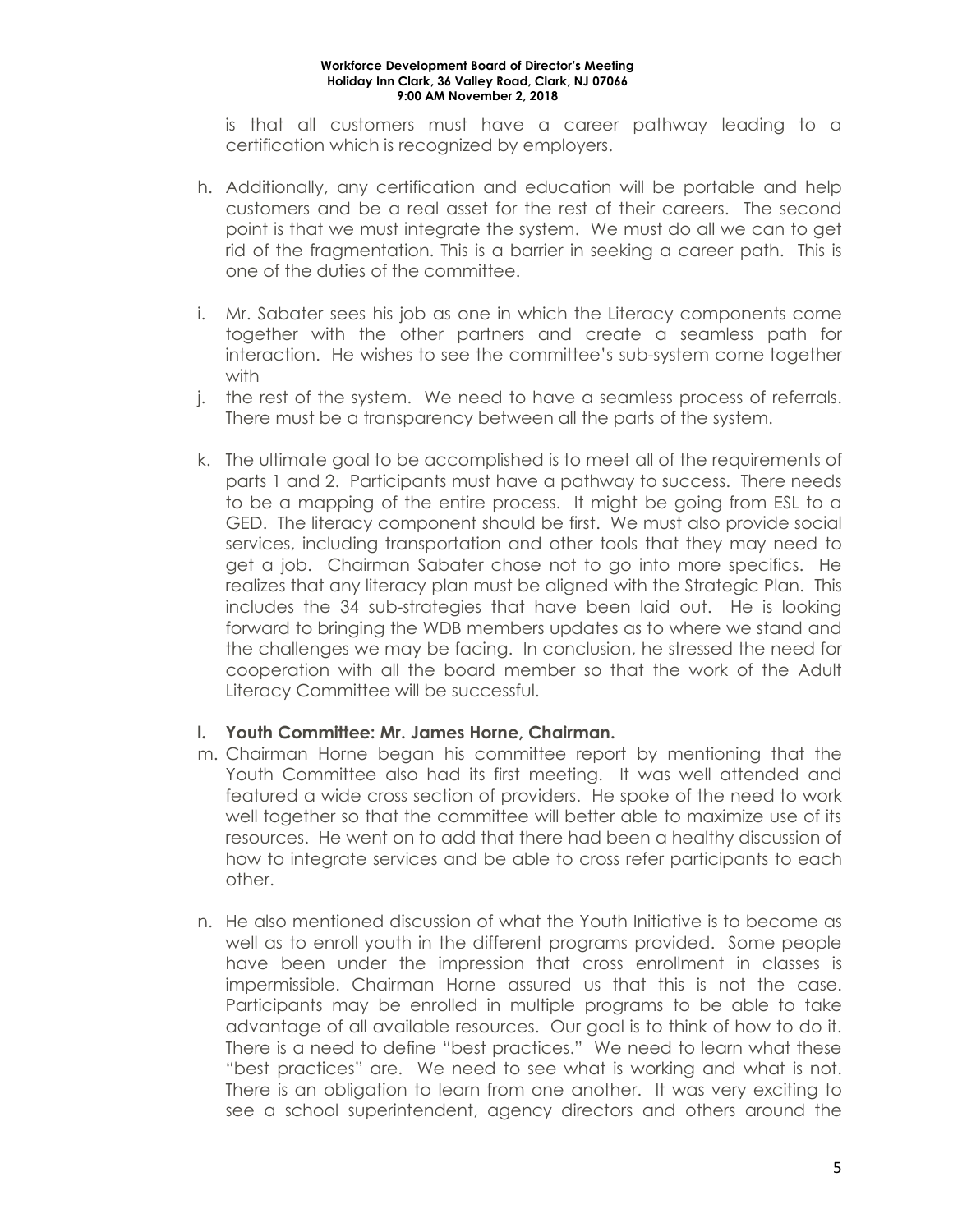is that all customers must have a career pathway leading to a certification which is recognized by employers.

h. Additionally, any certification and education will be portable and help customers and be a real asset for the rest of their careers. The second point is that we must integrate the system. We must do all we can to get rid of the fragmentation. This is a barrier in seeking a career path. This is one of the duties of the committee.

i. Mr. Sabater sees his job as one in which the Literacy components come together with the other partners and create a seamless path for interaction. He wishes to see the committee's sub-system come together with

j. the rest of the system. We need to have a seamless process of referrals. There must be a transparency between all the parts of the system.

k. The ultimate goal to be accomplished is to meet all of the requirements of parts 1 and 2. Participants must have a pathway to success. There needs to be a mapping of the entire process. It might be going from ESL to a GED. The literacy component should be first. We must also provide social services, including transportation and other tools that they may need to get a job. Chairman Sabater chose not to go into more specifics. He realizes that any literacy plan must be aligned with the Strategic Plan. This includes the 34 sub-strategies that have been laid out. He is looking forward to bringing the WDB members updates as to where we stand and the challenges we may be facing. In conclusion, he stressed the need for cooperation with all the board member so that the work of the Adult Literacy Committee will be successful.

l. **Youth Committee: Mr. James Horne, Chairman.**

m. Chairman Horne began his committee report by mentioning that the Youth Committee also had its first meeting. It was well attended and featured a wide cross section of providers. He spoke of the need to work well together so that the committee will better able to maximize use of its resources. He went on to add that there had been a healthy discussion of how to integrate services and be able to cross refer participants to each other.

n. He also mentioned discussion of what the Youth Initiative is to become as well as to enroll youth in the different programs provided. Some people have been under the impression that cross enrollment in classes is impermissible. Chairman Horne assured us that this is not the case. Participants may be enrolled in multiple programs to be able to take advantage of all available resources. Our goal is to think of how to do it. There is a need to define "best practices." We need to learn what these "best practices" are. We need to see what is working and what is not. There is an obligation to learn from one another. It was very exciting to see a school superintendent, agency directors and others around the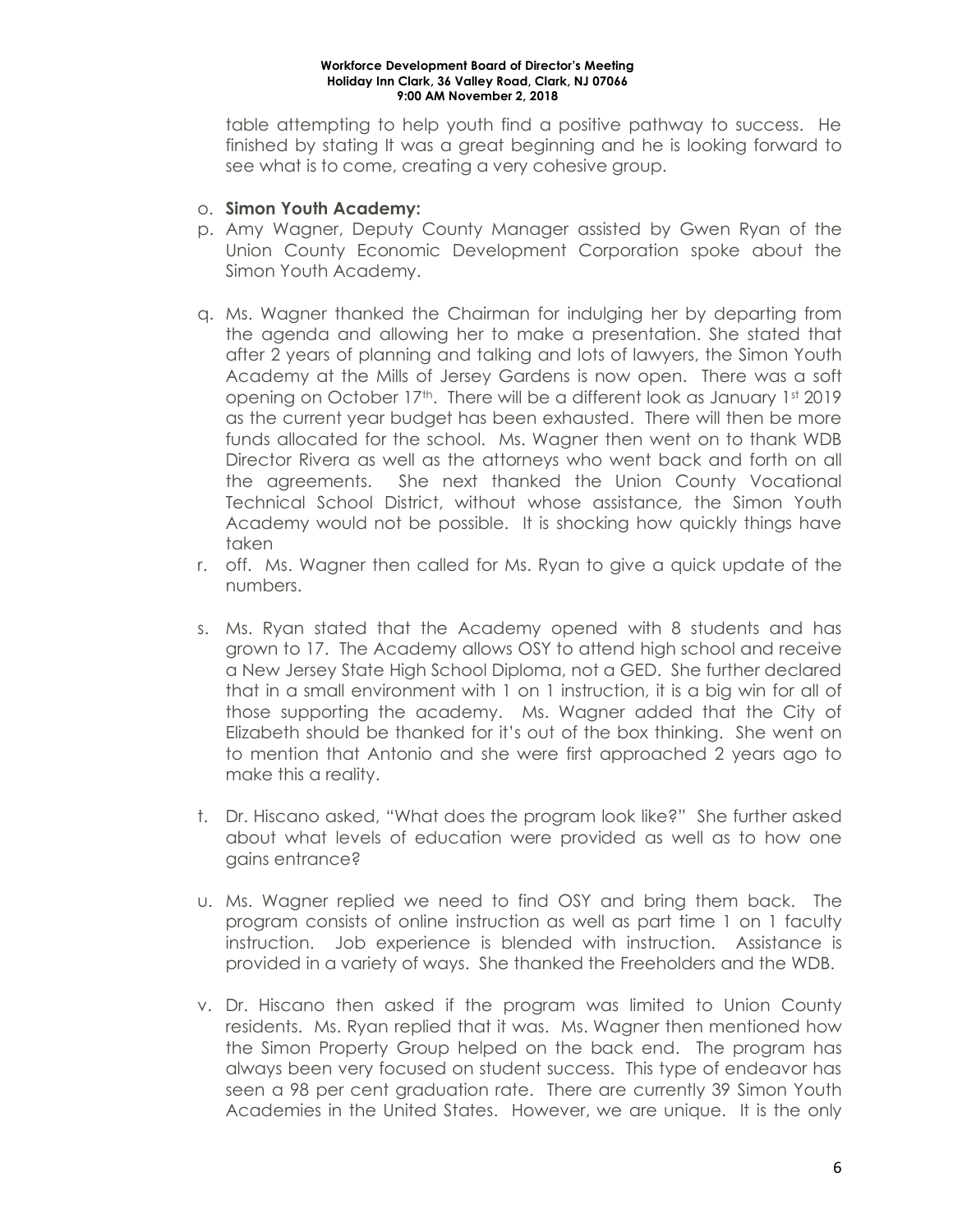table attempting to help youth find a positive pathway to success. He finished by stating It was a great beginning and he is looking forward to see what is to come, creating a very cohesive group.

o. **Simon Youth Academy:**

p. Amy Wagner, Deputy County Manager assisted by Gwen Ryan of the Union County Economic Development Corporation spoke about the Simon Youth Academy.

q. Ms. Wagner thanked the Chairman for indulging her by departing from the agenda and allowing her to make a presentation. She stated that after 2 years of planning and talking and lots of lawyers, the Simon Youth Academy at the Mills of Jersey Gardens is now open. There was a soft opening on October 17th. There will be a different look as January 1st 2019 as the current year budget has been exhausted. There will then be more funds allocated for the school. Ms. Wagner then went on to thank WDB Director Rivera as well as the attorneys who went back and forth on all the agreements. She next thanked the Union County Vocational Technical School District, without whose assistance, the Simon Youth Academy would not be possible. It is shocking how quickly things have taken

r. off. Ms. Wagner then called for Ms. Ryan to give a quick update of the numbers.

s. Ms. Ryan stated that the Academy opened with 8 students and has grown to 17. The Academy allows OSY to attend high school and receive a New Jersey State High School Diploma, not a GED. She further declared that in a small environment with 1 on 1 instruction, it is a big win for all of those supporting the academy. Ms. Wagner added that the City of Elizabeth should be thanked for it's out of the box thinking. She went on to mention that Antonio and she were first approached 2 years ago to make this a reality.

t. Dr. Hiscano asked, "What does the program look like?" She further asked about what levels of education were provided as well as to how one gains entrance?

u. Ms. Wagner replied we need to find OSY and bring them back. The program consists of online instruction as well as part time 1 on 1 faculty instruction. Job experience is blended with instruction. Assistance is provided in a variety of ways. She thanked the Freeholders and the WDB.

v. Dr. Hiscano then asked if the program was limited to Union County residents. Ms. Ryan replied that it was. Ms. Wagner then mentioned how the Simon Property Group helped on the back end. The program has always been very focused on student success. This type of endeavor has seen a 98 per cent graduation rate. There are currently 39 Simon Youth Academies in the United States. However, we are unique. It is the only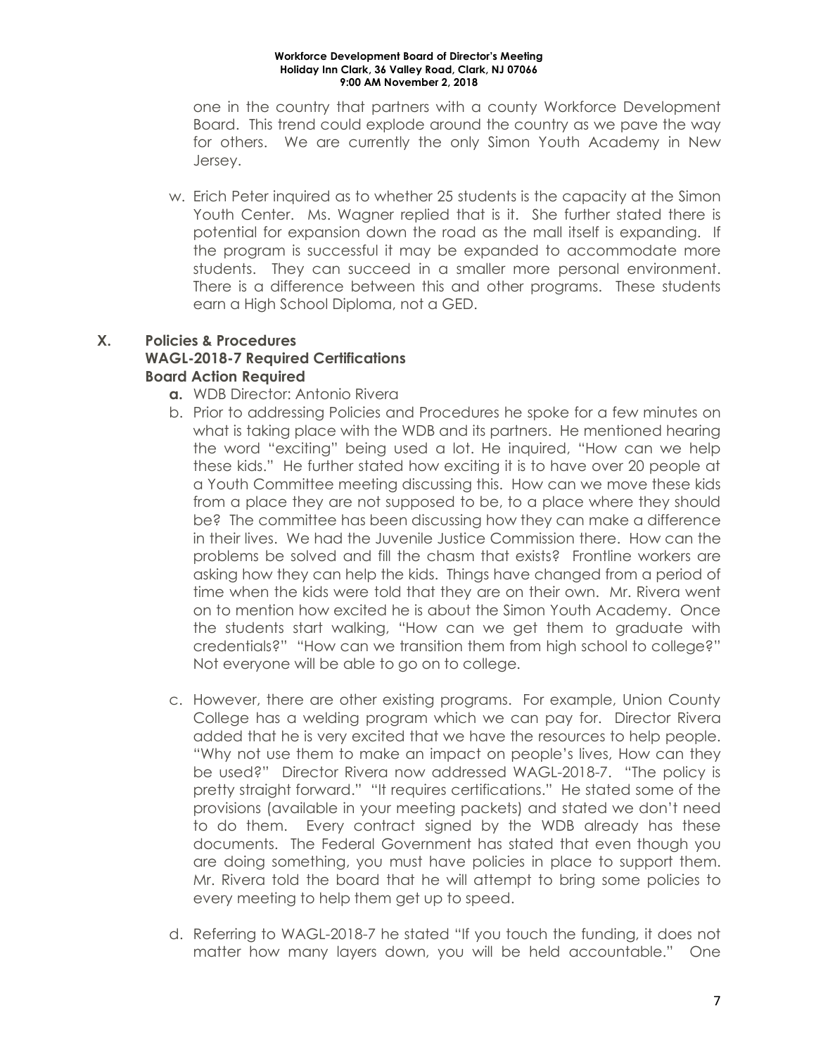one in the country that partners with a county Workforce Development Board. This trend could explode around the country as we pave the way for others. We are currently the only Simon Youth Academy in New Jersey.

w. Erich Peter inquired as to whether 25 students is the capacity at the Simon Youth Center. Ms. Wagner replied that is it. She further stated there is potential for expansion down the road as the mall itself is expanding. If the program is successful it may be expanded to accommodate more students. They can succeed in a smaller more personal environment. There is a difference between this and other programs. These students earn a High School Diploma, not a GED.

## X. Policies & Procedures
**WAGL-2018-7 Required Certifications**
**Board Action Required**

a. WDB Director: Antonio Rivera

b. Prior to addressing Policies and Procedures he spoke for a few minutes on what is taking place with the WDB and its partners. He mentioned hearing the word "exciting" being used a lot. He inquired, "How can we help these kids." He further stated how exciting it is to have over 20 people at a Youth Committee meeting discussing this. How can we move these kids from a place they are not supposed to be, to a place where they should be? The committee has been discussing how they can make a difference in their lives. We had the Juvenile Justice Commission there. How can the problems be solved and fill the chasm that exists? Frontline workers are asking how they can help the kids. Things have changed from a period of time when the kids were told that they are on their own. Mr. Rivera went on to mention how excited he is about the Simon Youth Academy. Once the students start walking, "How can we get them to graduate with credentials?" "How can we transition them from high school to college?" Not everyone will be able to go on to college.

c. However, there are other existing programs. For example, Union County College has a welding program which we can pay for. Director Rivera added that he is very excited that we have the resources to help people. "Why not use them to make an impact on people's lives, How can they be used?" Director Rivera now addressed WAGL-2018-7. "The policy is pretty straight forward." "It requires certifications." He stated some of the provisions (available in your meeting packets) and stated we don't need to do them. Every contract signed by the WDB already has these documents. The Federal Government has stated that even though you are doing something, you must have policies in place to support them. Mr. Rivera told the board that he will attempt to bring some policies to every meeting to help them get up to speed.

d. Referring to WAGL-2018-7 he stated "If you touch the funding, it does not matter how many layers down, you will be held accountable." One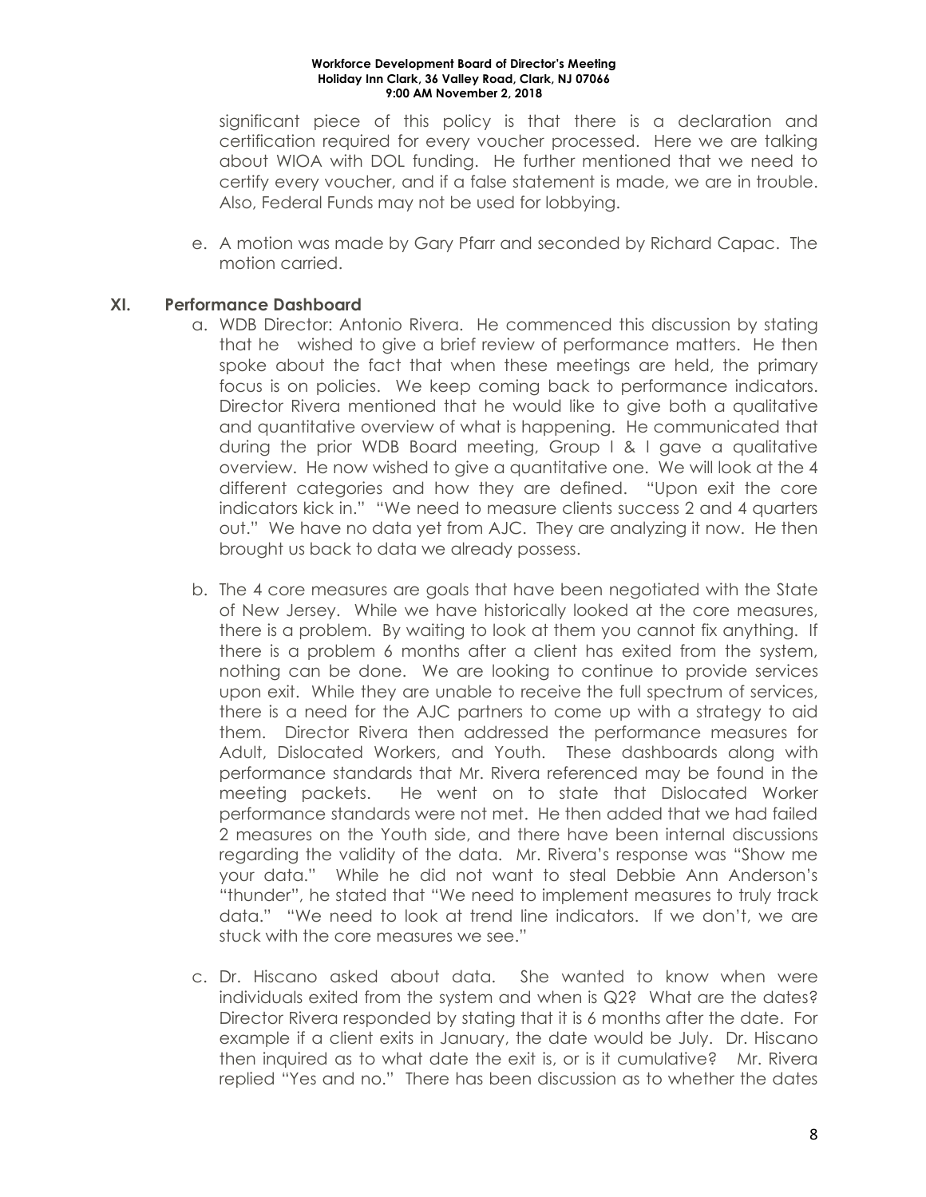significant piece of this policy is that there is a declaration and certification required for every voucher processed. Here we are talking about WIOA with DOL funding. He further mentioned that we need to certify every voucher, and if a false statement is made, we are in trouble. Also, Federal Funds may not be used for lobbying.

e. A motion was made by Gary Pfarr and seconded by Richard Capac. The motion carried.

## XI. Performance Dashboard

a. WDB Director: Antonio Rivera. He commenced this discussion by stating that he wished to give a brief review of performance matters. He then spoke about the fact that when these meetings are held, the primary focus is on policies. We keep coming back to performance indicators. Director Rivera mentioned that he would like to give both a qualitative and quantitative overview of what is happening. He communicated that during the prior WDB Board meeting, Group I & I gave a qualitative overview. He now wished to give a quantitative one. We will look at the 4 different categories and how they are defined. "Upon exit the core indicators kick in." "We need to measure clients success 2 and 4 quarters out." We have no data yet from AJC. They are analyzing it now. He then brought us back to data we already possess.

b. The 4 core measures are goals that have been negotiated with the State of New Jersey. While we have historically looked at the core measures, there is a problem. By waiting to look at them you cannot fix anything. If there is a problem 6 months after a client has exited from the system, nothing can be done. We are looking to continue to provide services upon exit. While they are unable to receive the full spectrum of services, there is a need for the AJC partners to come up with a strategy to aid them. Director Rivera then addressed the performance measures for Adult, Dislocated Workers, and Youth. These dashboards along with performance standards that Mr. Rivera referenced may be found in the meeting packets. He went on to state that Dislocated Worker performance standards were not met. He then added that we had failed 2 measures on the Youth side, and there have been internal discussions regarding the validity of the data. Mr. Rivera's response was "Show me your data." While he did not want to steal Debbie Ann Anderson's "thunder", he stated that "We need to implement measures to truly track data." "We need to look at trend line indicators. If we don't, we are stuck with the core measures we see."

c. Dr. Hiscano asked about data. She wanted to know when were individuals exited from the system and when is Q2? What are the dates? Director Rivera responded by stating that it is 6 months after the date. For example if a client exits in January, the date would be July. Dr. Hiscano then inquired as to what date the exit is, or is it cumulative? Mr. Rivera replied "Yes and no." There has been discussion as to whether the dates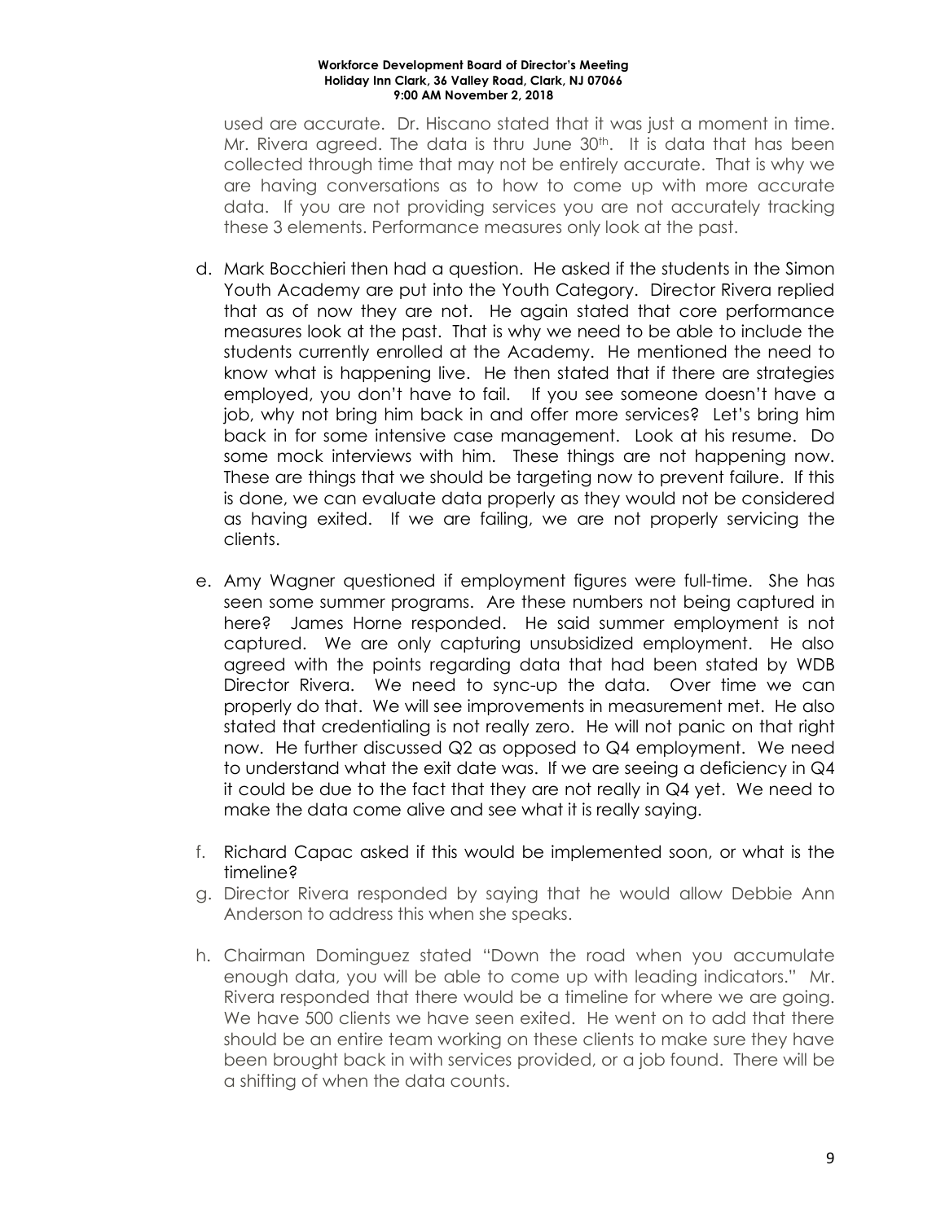used are accurate. Dr. Hiscano stated that it was just a moment in time. Mr. Rivera agreed. The data is thru June 30th. It is data that has been collected through time that may not be entirely accurate. That is why we are having conversations as to how to come up with more accurate data. If you are not providing services you are not accurately tracking these 3 elements. Performance measures only look at the past.

d. Mark Bocchieri then had a question. He asked if the students in the Simon Youth Academy are put into the Youth Category. Director Rivera replied that as of now they are not. He again stated that core performance measures look at the past. That is why we need to be able to include the students currently enrolled at the Academy. He mentioned the need to know what is happening live. He then stated that if there are strategies employed, you don't have to fail. If you see someone doesn't have a job, why not bring him back in and offer more services? Let's bring him back in for some intensive case management. Look at his resume. Do some mock interviews with him. These things are not happening now. These are things that we should be targeting now to prevent failure. If this is done, we can evaluate data properly as they would not be considered as having exited. If we are failing, we are not properly servicing the clients.

e. Amy Wagner questioned if employment figures were full-time. She has seen some summer programs. Are these numbers not being captured in here? James Horne responded. He said summer employment is not captured. We are only capturing unsubsidized employment. He also agreed with the points regarding data that had been stated by WDB Director Rivera. We need to sync-up the data. Over time we can properly do that. We will see improvements in measurement met. He also stated that credentialing is not really zero. He will not panic on that right now. He further discussed Q2 as opposed to Q4 employment. We need to understand what the exit date was. If we are seeing a deficiency in Q4 it could be due to the fact that they are not really in Q4 yet. We need to make the data come alive and see what it is really saying.

f. Richard Capac asked if this would be implemented soon, or what is the timeline?

g. Director Rivera responded by saying that he would allow Debbie Ann Anderson to address this when she speaks.

h. Chairman Dominguez stated "Down the road when you accumulate enough data, you will be able to come up with leading indicators." Mr. Rivera responded that there would be a timeline for where we are going. We have 500 clients we have seen exited. He went on to add that there should be an entire team working on these clients to make sure they have been brought back in with services provided, or a job found. There will be a shifting of when the data counts.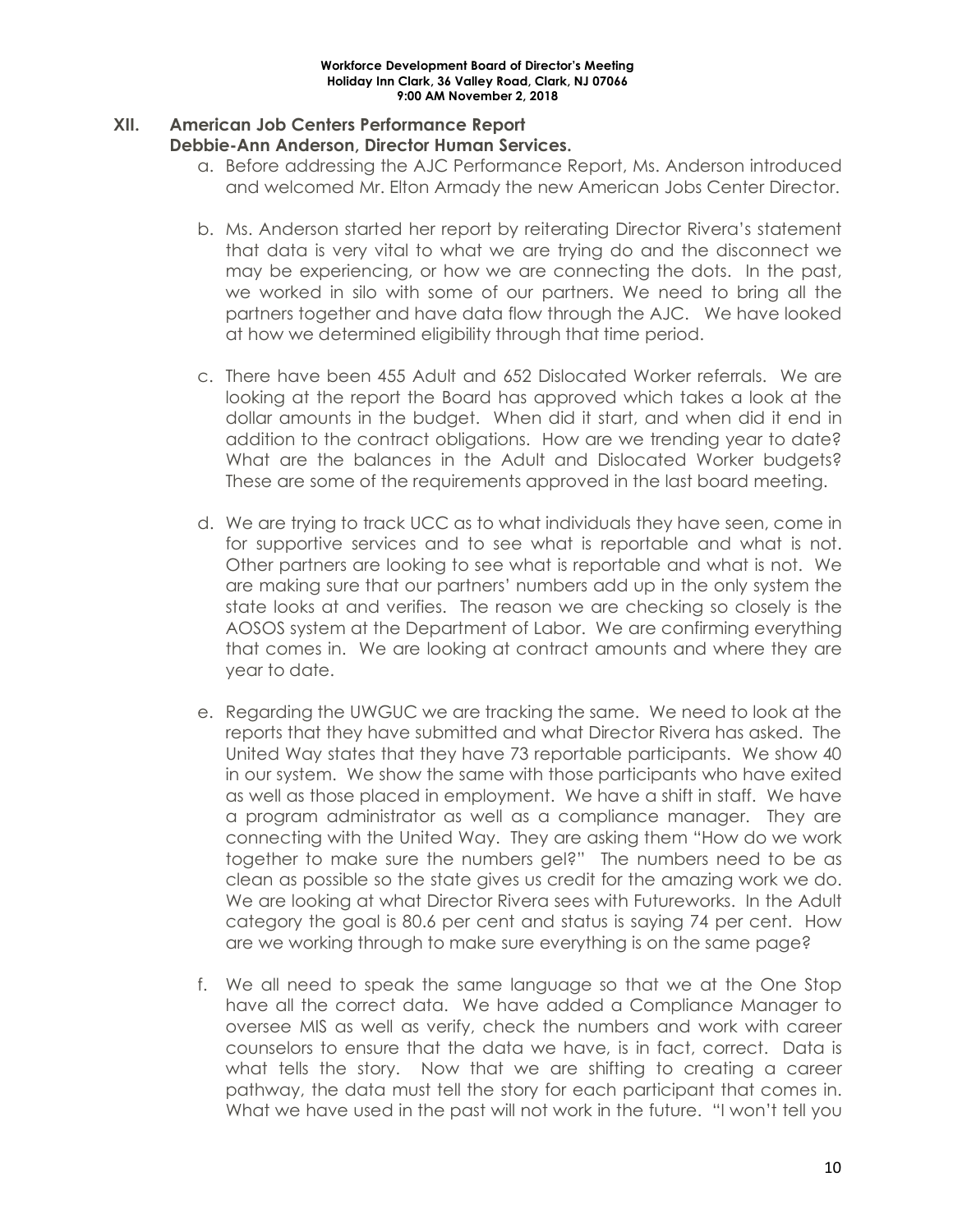## XII. American Job Centers Performance Report

**Debbie-Ann Anderson, Director Human Services.**

a. Before addressing the AJC Performance Report, Ms. Anderson introduced and welcomed Mr. Elton Armady the new American Jobs Center Director.

b. Ms. Anderson started her report by reiterating Director Rivera's statement that data is very vital to what we are trying do and the disconnect we may be experiencing, or how we are connecting the dots. In the past, we worked in silo with some of our partners. We need to bring all the partners together and have data flow through the AJC. We have looked at how we determined eligibility through that time period.

c. There have been 455 Adult and 652 Dislocated Worker referrals. We are looking at the report the Board has approved which takes a look at the dollar amounts in the budget. When did it start, and when did it end in addition to the contract obligations. How are we trending year to date? What are the balances in the Adult and Dislocated Worker budgets? These are some of the requirements approved in the last board meeting.

d. We are trying to track UCC as to what individuals they have seen, come in for supportive services and to see what is reportable and what is not. Other partners are looking to see what is reportable and what is not. We are making sure that our partners' numbers add up in the only system the state looks at and verifies. The reason we are checking so closely is the AOSOS system at the Department of Labor. We are confirming everything that comes in. We are looking at contract amounts and where they are year to date.

e. Regarding the UWGUC we are tracking the same. We need to look at the reports that they have submitted and what Director Rivera has asked. The United Way states that they have 73 reportable participants. We show 40 in our system. We show the same with those participants who have exited as well as those placed in employment. We have a shift in staff. We have a program administrator as well as a compliance manager. They are connecting with the United Way. They are asking them "How do we work together to make sure the numbers gel?" The numbers need to be as clean as possible so the state gives us credit for the amazing work we do. We are looking at what Director Rivera sees with Futureworks. In the Adult category the goal is 80.6 per cent and status is saying 74 per cent. How are we working through to make sure everything is on the same page?

f. We all need to speak the same language so that we at the One Stop have all the correct data. We have added a Compliance Manager to oversee MIS as well as verify, check the numbers and work with career counselors to ensure that the data we have, is in fact, correct. Data is what tells the story. Now that we are shifting to creating a career pathway, the data must tell the story for each participant that comes in. What we have used in the past will not work in the future. "I won't tell you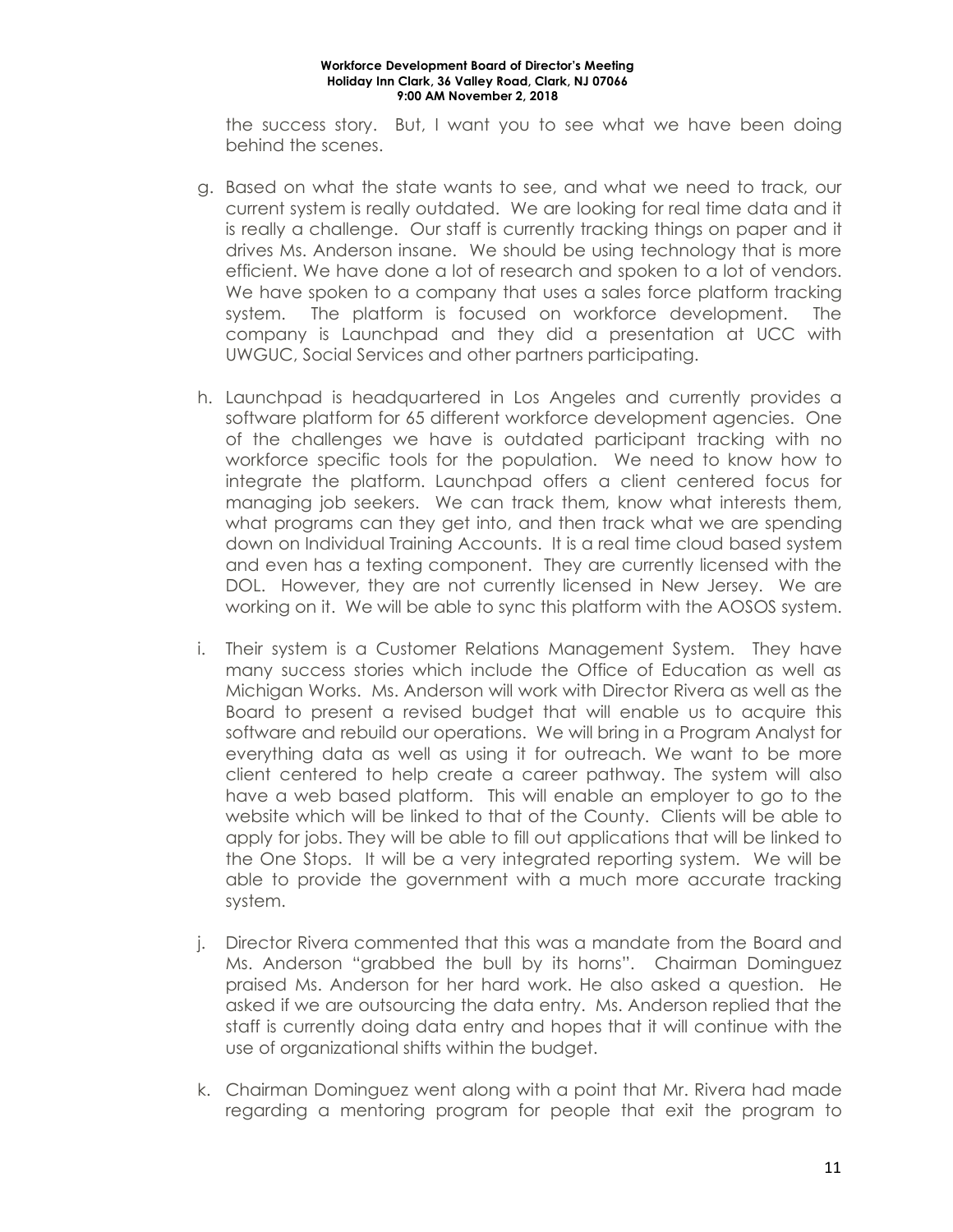the success story. But, I want you to see what we have been doing behind the scenes.

g. Based on what the state wants to see, and what we need to track, our current system is really outdated. We are looking for real time data and it is really a challenge. Our staff is currently tracking things on paper and it drives Ms. Anderson insane. We should be using technology that is more efficient. We have done a lot of research and spoken to a lot of vendors. We have spoken to a company that uses a sales force platform tracking system. The platform is focused on workforce development. The company is Launchpad and they did a presentation at UCC with UWGUC, Social Services and other partners participating.

h. Launchpad is headquartered in Los Angeles and currently provides a software platform for 65 different workforce development agencies. One of the challenges we have is outdated participant tracking with no workforce specific tools for the population. We need to know how to integrate the platform. Launchpad offers a client centered focus for managing job seekers. We can track them, know what interests them, what programs can they get into, and then track what we are spending down on Individual Training Accounts. It is a real time cloud based system and even has a texting component. They are currently licensed with the DOL. However, they are not currently licensed in New Jersey. We are working on it. We will be able to sync this platform with the AOSOS system.

i. Their system is a Customer Relations Management System. They have many success stories which include the Office of Education as well as Michigan Works. Ms. Anderson will work with Director Rivera as well as the Board to present a revised budget that will enable us to acquire this software and rebuild our operations. We will bring in a Program Analyst for everything data as well as using it for outreach. We want to be more client centered to help create a career pathway. The system will also have a web based platform. This will enable an employer to go to the website which will be linked to that of the County. Clients will be able to apply for jobs. They will be able to fill out applications that will be linked to the One Stops. It will be a very integrated reporting system. We will be able to provide the government with a much more accurate tracking system.

j. Director Rivera commented that this was a mandate from the Board and Ms. Anderson "grabbed the bull by its horns". Chairman Dominguez praised Ms. Anderson for her hard work. He also asked a question. He asked if we are outsourcing the data entry. Ms. Anderson replied that the staff is currently doing data entry and hopes that it will continue with the use of organizational shifts within the budget.

k. Chairman Dominguez went along with a point that Mr. Rivera had made regarding a mentoring program for people that exit the program to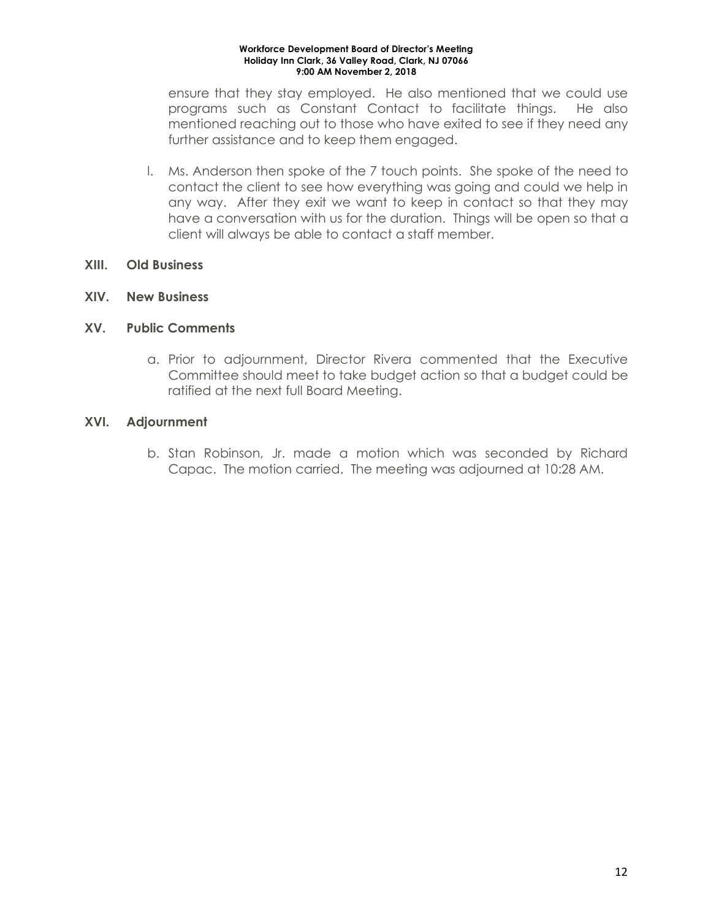ensure that they stay employed. He also mentioned that we could use programs such as Constant Contact to facilitate things. He also mentioned reaching out to those who have exited to see if they need any further assistance and to keep them engaged.

l. Ms. Anderson then spoke of the 7 touch points. She spoke of the need to contact the client to see how everything was going and could we help in any way. After they exit we want to keep in contact so that they may have a conversation with us for the duration. Things will be open so that a client will always be able to contact a staff member.

## XIII. Old Business

## XIV. New Business

## XV. Public Comments

a. Prior to adjournment, Director Rivera commented that the Executive Committee should meet to take budget action so that a budget could be ratified at the next full Board Meeting.

## XVI. Adjournment

b. Stan Robinson, Jr. made a motion which was seconded by Richard Capac. The motion carried. The meeting was adjourned at 10:28 AM.